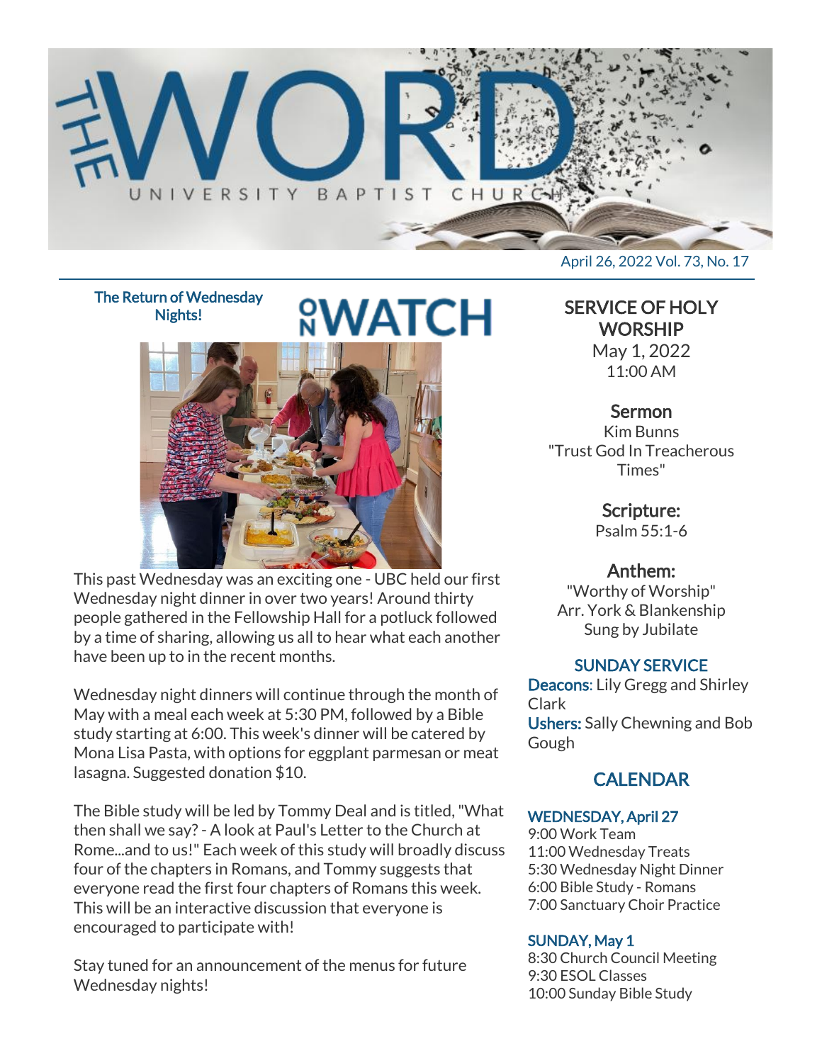# THE WORD

UNIVERSITY BAPTIST CHURCH

April 26, 2022 Vol. 73, No. 17

## ON WATCH

### The Return of Wednesday Nights!

This past Wednesday was an exciting one - UBC held our first Wednesday night dinner in over two years! Around thirty people gathered in the Fellowship Hall for a potluck followed by a time of sharing, allowing us all to hear what each another have been up to in the recent months.

Wednesday night dinners will continue through the month of May with a meal each week at 5:30 PM, followed by a Bible study starting at 6:00. This week's dinner will be catered by Mona Lisa Pasta, with options for eggplant parmesan or meat lasagna. Suggested donation $10.

The Bible study will be led by Tommy Deal and is titled, "What then shall we say? - A look at Paul's Letter to the Church at Rome...and to us!" Each week of this study will broadly discuss four of the chapters in Romans, and Tommy suggests that everyone read the first four chapters of Romans this week. This will be an interactive discussion that everyone is encouraged to participate with!

Stay tuned for an announcement of the menus for future Wednesday nights!

## SERVICE OF HOLY WORSHIP

May 1, 2022
11:00 AM

### Sermon

Kim Bunns
"Trust God In Treacherous Times"

### Scripture:

Psalm 55:1-6

### Anthem:

"Worthy of Worship"
Arr. York & Blankenship
Sung by Jubilate

### SUNDAY SERVICE

**Deacons**: Lily Gregg and Shirley Clark
**Ushers:** Sally Chewning and Bob Gough

## CALENDAR

### WEDNESDAY, April 27

9:00 Work Team
11:00 Wednesday Treats
5:30 Wednesday Night Dinner
6:00 Bible Study - Romans
7:00 Sanctuary Choir Practice

### SUNDAY, May 1

8:30 Church Council Meeting
9:30 ESOL Classes
10:00 Sunday Bible Study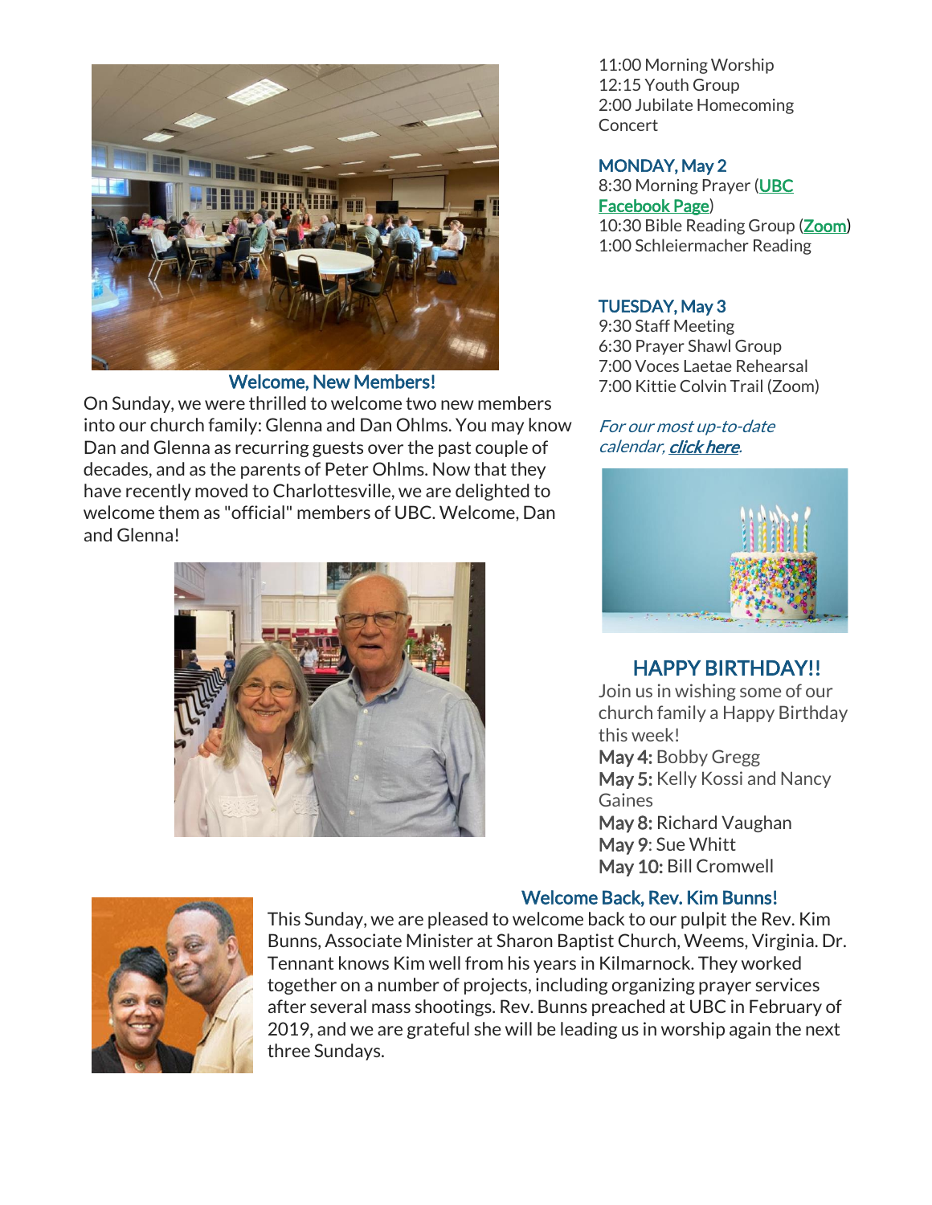## Welcome, New Members!

On Sunday, we were thrilled to welcome two new members into our church family: Glenna and Dan Ohlms. You may know Dan and Glenna as recurring guests over the past couple of decades, and as the parents of Peter Ohlms. Now that they have recently moved to Charlottesville, we are delighted to welcome them as "official" members of UBC. Welcome, Dan and Glenna!

11:00 Morning Worship
12:15 Youth Group
2:00 Jubilate Homecoming Concert

### MONDAY, May 2

8:30 Morning Prayer (UBC Facebook Page)
10:30 Bible Reading Group (Zoom)
1:00 Schleiermacher Reading

### TUESDAY, May 3

9:30 Staff Meeting
6:30 Prayer Shawl Group
7:00 Voces Laetae Rehearsal
7:00 Kittie Colvin Trail (Zoom)

*For our most up-to-date calendar, **click here**.*

## HAPPY BIRTHDAY!!

Join us in wishing some of our church family a Happy Birthday this week!

**May 4:** Bobby Gregg
**May 5:** Kelly Kossi and Nancy Gaines
**May 8:** Richard Vaughan
**May 9**: Sue Whitt
**May 10:** Bill Cromwell

## Welcome Back, Rev. Kim Bunns!

This Sunday, we are pleased to welcome back to our pulpit the Rev. Kim Bunns, Associate Minister at Sharon Baptist Church, Weems, Virginia. Dr. Tennant knows Kim well from his years in Kilmarnock. They worked together on a number of projects, including organizing prayer services after several mass shootings. Rev. Bunns preached at UBC in February of 2019, and we are grateful she will be leading us in worship again the next three Sundays.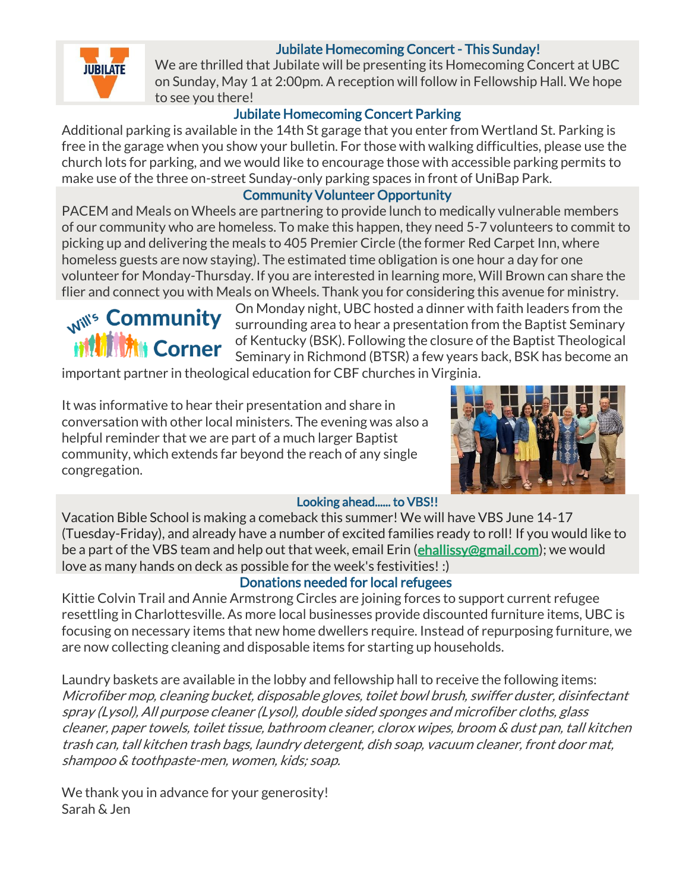## Jubilate Homecoming Concert - This Sunday!

We are thrilled that Jubilate will be presenting its Homecoming Concert at UBC on Sunday, May 1 at 2:00pm. A reception will follow in Fellowship Hall. We hope to see you there!

## Jubilate Homecoming Concert Parking

Additional parking is available in the 14th St garage that you enter from Wertland St. Parking is free in the garage when you show your bulletin. For those with walking difficulties, please use the church lots for parking, and we would like to encourage those with accessible parking permits to make use of the three on-street Sunday-only parking spaces in front of UniBap Park.

## Community Volunteer Opportunity

PACEM and Meals on Wheels are partnering to provide lunch to medically vulnerable members of our community who are homeless. To make this happen, they need 5-7 volunteers to commit to picking up and delivering the meals to 405 Premier Circle (the former Red Carpet Inn, where homeless guests are now staying). The estimated time obligation is one hour a day for one volunteer for Monday-Thursday. If you are interested in learning more, Will Brown can share the flier and connect you with Meals on Wheels. Thank you for considering this avenue for ministry.

## Will's Community Corner

On Monday night, UBC hosted a dinner with faith leaders from the surrounding area to hear a presentation from the Baptist Seminary of Kentucky (BSK). Following the closure of the Baptist Theological Seminary in Richmond (BTSR) a few years back, BSK has become an important partner in theological education for CBF churches in Virginia.

It was informative to hear their presentation and share in conversation with other local ministers. The evening was also a helpful reminder that we are part of a much larger Baptist community, which extends far beyond the reach of any single congregation.

## Looking ahead...... to VBS!!

Vacation Bible School is making a comeback this summer! We will have VBS June 14-17 (Tuesday-Friday), and already have a number of excited families ready to roll! If you would like to be a part of the VBS team and help out that week, email Erin (ehallissy@gmail.com); we would love as many hands on deck as possible for the week's festivities! :)

## Donations needed for local refugees

Kittie Colvin Trail and Annie Armstrong Circles are joining forces to support current refugee resettling in Charlottesville. As more local businesses provide discounted furniture items, UBC is focusing on necessary items that new home dwellers require. Instead of repurposing furniture, we are now collecting cleaning and disposable items for starting up households.

Laundry baskets are available in the lobby and fellowship hall to receive the following items: *Microfiber mop, cleaning bucket, disposable gloves, toilet bowl brush, swiffer duster, disinfectant spray (Lysol), All purpose cleaner (Lysol), double sided sponges and microfiber cloths, glass cleaner, paper towels, toilet tissue, bathroom cleaner, clorox wipes, broom & dust pan, tall kitchen trash can, tall kitchen trash bags, laundry detergent, dish soap, vacuum cleaner, front door mat, shampoo & toothpaste-men, women, kids; soap.*

We thank you in advance for your generosity!
Sarah & Jen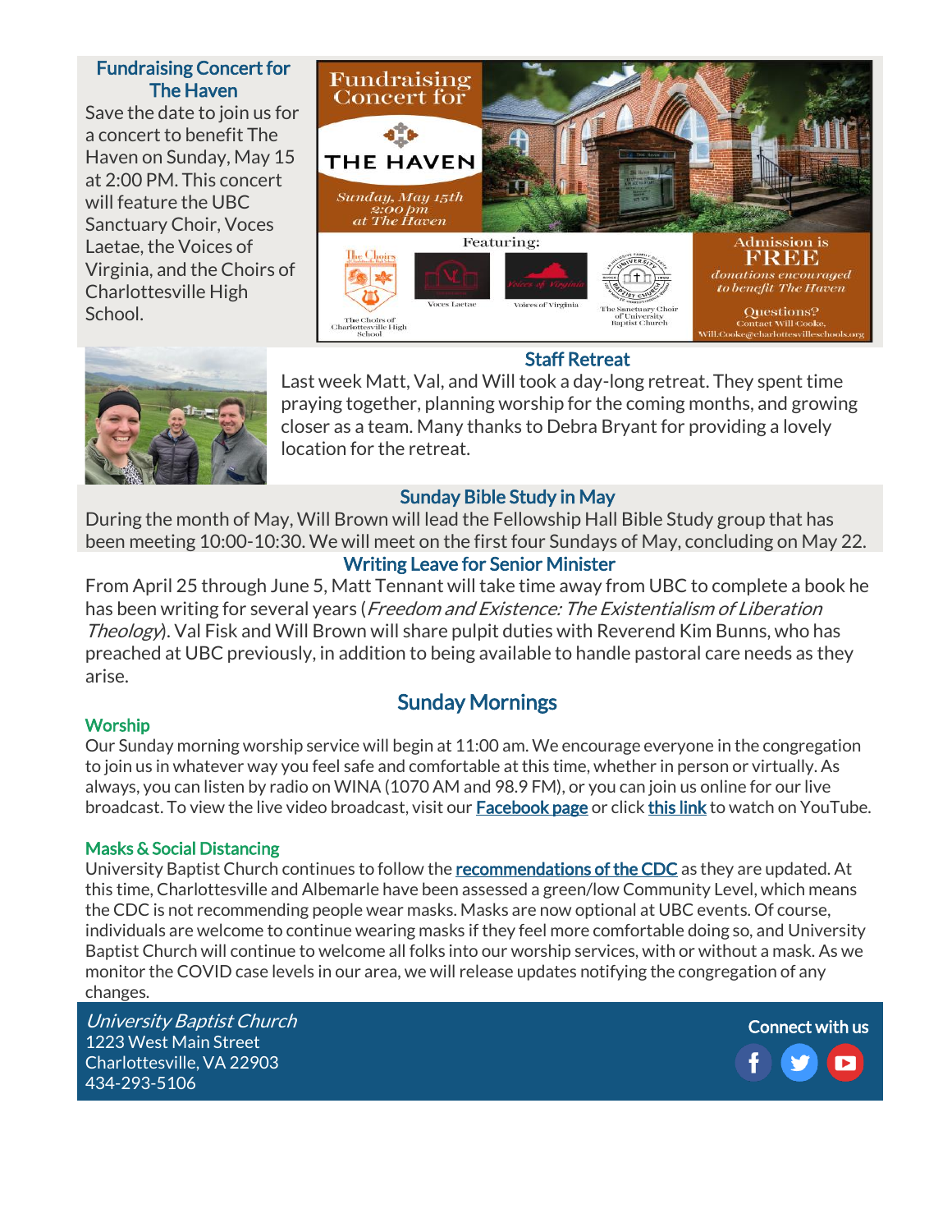### Fundraising Concert for The Haven

Save the date to join us for a concert to benefit The Haven on Sunday, May 15 at 2:00 PM. This concert will feature the UBC Sanctuary Choir, Voces Laetae, the Voices of Virginia, and the Choirs of Charlottesville High School.

### Staff Retreat

Last week Matt, Val, and Will took a day-long retreat. They spent time praying together, planning worship for the coming months, and growing closer as a team. Many thanks to Debra Bryant for providing a lovely location for the retreat.

### Sunday Bible Study in May

During the month of May, Will Brown will lead the Fellowship Hall Bible Study group that has been meeting 10:00-10:30. We will meet on the first four Sundays of May, concluding on May 22.

### Writing Leave for Senior Minister

From April 25 through June 5, Matt Tennant will take time away from UBC to complete a book he has been writing for several years (*Freedom and Existence: The Existentialism of Liberation Theology*). Val Fisk and Will Brown will share pulpit duties with Reverend Kim Bunns, who has preached at UBC previously, in addition to being available to handle pastoral care needs as they arise.

## Sunday Mornings

### Worship

Our Sunday morning worship service will begin at 11:00 am. We encourage everyone in the congregation to join us in whatever way you feel safe and comfortable at this time, whether in person or virtually. As always, you can listen by radio on WINA (1070 AM and 98.9 FM), or you can join us online for our live broadcast. To view the live video broadcast, visit our **Facebook page** or click **this link** to watch on YouTube.

### Masks & Social Distancing

University Baptist Church continues to follow the **recommendations of the CDC** as they are updated. At this time, Charlottesville and Albemarle have been assessed a green/low Community Level, which means the CDC is not recommending people wear masks. Masks are now optional at UBC events. Of course, individuals are welcome to continue wearing masks if they feel more comfortable doing so, and University Baptist Church will continue to welcome all folks into our worship services, with or without a mask. As we monitor the COVID case levels in our area, we will release updates notifying the congregation of any changes.

*University Baptist Church*
1223 West Main Street
Charlottesville, VA 22903
434-293-5106

Connect with us